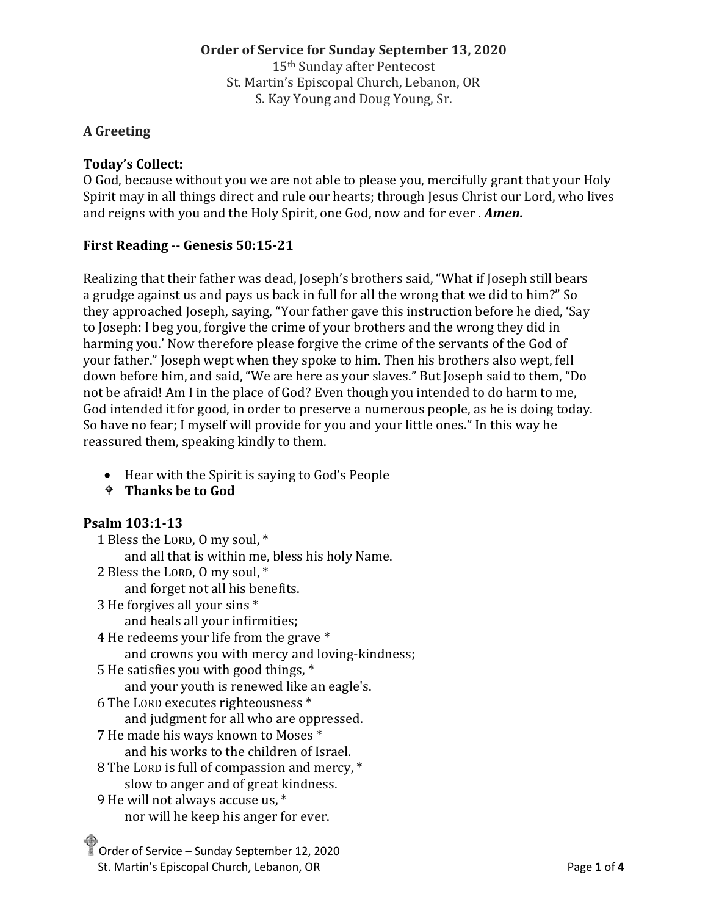**Order of Service for Sunday September 13, 2020**

15th Sunday after Pentecost
St. Martin's Episcopal Church, Lebanon, OR
S. Kay Young and Doug Young, Sr.

**A Greeting**

**Today's Collect:**
O God, because without you we are not able to please you, mercifully grant that your Holy Spirit may in all things direct and rule our hearts; through Jesus Christ our Lord, who lives and reigns with you and the Holy Spirit, one God, now and for ever . ***Amen.***

**First Reading** -- **Genesis 50:15-21**

Realizing that their father was dead, Joseph's brothers said, "What if Joseph still bears a grudge against us and pays us back in full for all the wrong that we did to him?" So they approached Joseph, saying, "Your father gave this instruction before he died, 'Say to Joseph: I beg you, forgive the crime of your brothers and the wrong they did in harming you.' Now therefore please forgive the crime of the servants of the God of your father." Joseph wept when they spoke to him. Then his brothers also wept, fell down before him, and said, "We are here as your slaves." But Joseph said to them, "Do not be afraid! Am I in the place of God? Even though you intended to do harm to me, God intended it for good, in order to preserve a numerous people, as he is doing today. So have no fear; I myself will provide for you and your little ones." In this way he reassured them, speaking kindly to them.

- Hear with the Spirit is saying to God's People
- **Thanks be to God**

**Psalm 103:1-13**

1 Bless the LORD, O my soul, *
  and all that is within me, bless his holy Name.
2 Bless the LORD, O my soul, *
  and forget not all his benefits.
3 He forgives all your sins *
  and heals all your infirmities;
4 He redeems your life from the grave *
  and crowns you with mercy and loving-kindness;
5 He satisfies you with good things, *
  and your youth is renewed like an eagle's.
6 The LORD executes righteousness *
  and judgment for all who are oppressed.
7 He made his ways known to Moses *
  and his works to the children of Israel.
8 The LORD is full of compassion and mercy, *
  slow to anger and of great kindness.
9 He will not always accuse us, *
  nor will he keep his anger for ever.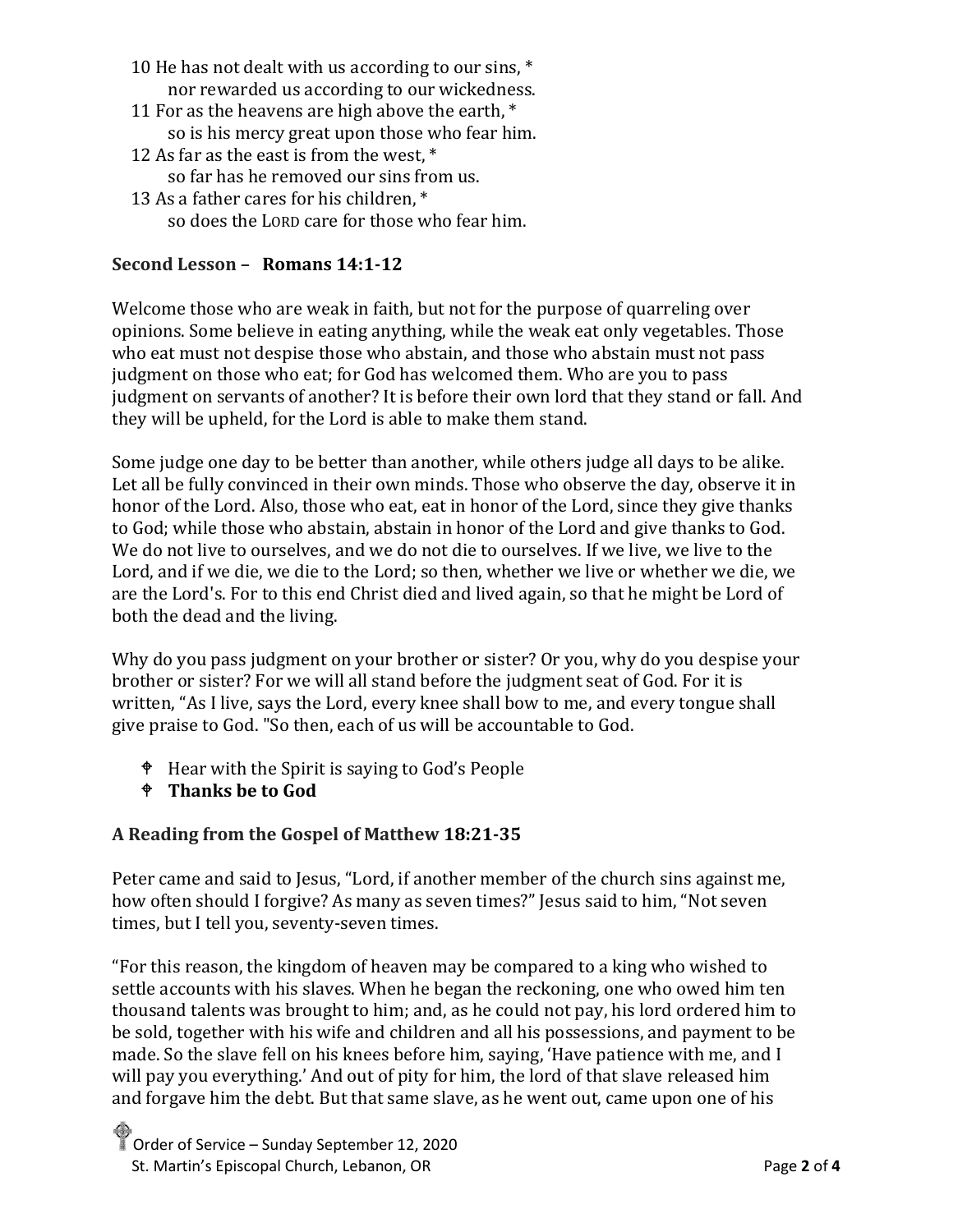10 He has not dealt with us according to our sins, *
    nor rewarded us according to our wickedness.
11 For as the heavens are high above the earth, *
    so is his mercy great upon those who fear him.
12 As far as the east is from the west, *
    so far has he removed our sins from us.
13 As a father cares for his children, *
    so does the LORD care for those who fear him.

**Second Lesson – Romans 14:1-12**

Welcome those who are weak in faith, but not for the purpose of quarreling over opinions. Some believe in eating anything, while the weak eat only vegetables. Those who eat must not despise those who abstain, and those who abstain must not pass judgment on those who eat; for God has welcomed them. Who are you to pass judgment on servants of another? It is before their own lord that they stand or fall. And they will be upheld, for the Lord is able to make them stand.

Some judge one day to be better than another, while others judge all days to be alike. Let all be fully convinced in their own minds. Those who observe the day, observe it in honor of the Lord. Also, those who eat, eat in honor of the Lord, since they give thanks to God; while those who abstain, abstain in honor of the Lord and give thanks to God. We do not live to ourselves, and we do not die to ourselves. If we live, we live to the Lord, and if we die, we die to the Lord; so then, whether we live or whether we die, we are the Lord's. For to this end Christ died and lived again, so that he might be Lord of both the dead and the living.

Why do you pass judgment on your brother or sister? Or you, why do you despise your brother or sister? For we will all stand before the judgment seat of God. For it is written, "As I live, says the Lord, every knee shall bow to me, and every tongue shall give praise to God. "So then, each of us will be accountable to God.

- Hear with the Spirit is saying to God's People
- **Thanks be to God**

**A Reading from the Gospel of Matthew 18:21-35**

Peter came and said to Jesus, "Lord, if another member of the church sins against me, how often should I forgive? As many as seven times?" Jesus said to him, "Not seven times, but I tell you, seventy-seven times.

"For this reason, the kingdom of heaven may be compared to a king who wished to settle accounts with his slaves. When he began the reckoning, one who owed him ten thousand talents was brought to him; and, as he could not pay, his lord ordered him to be sold, together with his wife and children and all his possessions, and payment to be made. So the slave fell on his knees before him, saying, 'Have patience with me, and I will pay you everything.' And out of pity for him, the lord of that slave released him and forgave him the debt. But that same slave, as he went out, came upon one of his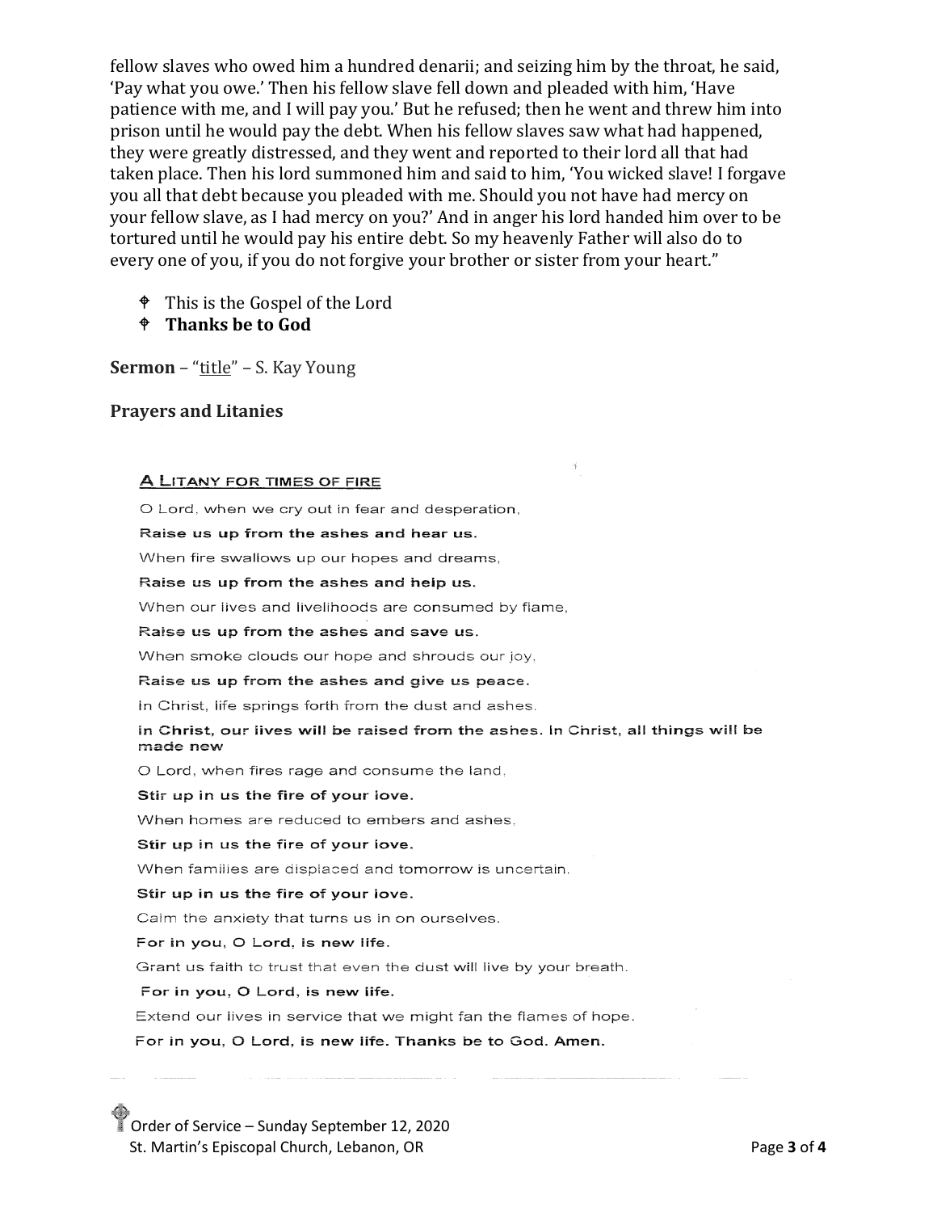fellow slaves who owed him a hundred denarii; and seizing him by the throat, he said, 'Pay what you owe.' Then his fellow slave fell down and pleaded with him, 'Have patience with me, and I will pay you.' But he refused; then he went and threw him into prison until he would pay the debt. When his fellow slaves saw what had happened, they were greatly distressed, and they went and reported to their lord all that had taken place. Then his lord summoned him and said to him, 'You wicked slave! I forgave you all that debt because you pleaded with me. Should you not have had mercy on your fellow slave, as I had mercy on you?' And in anger his lord handed him over to be tortured until he would pay his entire debt. So my heavenly Father will also do to every one of you, if you do not forgive your brother or sister from your heart."

- This is the Gospel of the Lord
- **Thanks be to God**

**Sermon** – "title" – S. Kay Young

**Prayers and Litanies**

A LITANY FOR TIMES OF FIRE

O Lord, when we cry out in fear and desperation,

**Raise us up from the ashes and hear us.**

When fire swallows up our hopes and dreams,

**Raise us up from the ashes and help us.**

When our lives and livelihoods are consumed by flame,

**Raise us up from the ashes and save us.**

When smoke clouds our hope and shrouds our joy,

**Raise us up from the ashes and give us peace.**

In Christ, life springs forth from the dust and ashes.

**In Christ, our lives will be raised from the ashes. In Christ, all things will be made new**

O Lord, when fires rage and consume the land,

**Stir up in us the fire of your love.**

When homes are reduced to embers and ashes,

**Stir up in us the fire of your love.**

When families are displaced and tomorrow is uncertain.

**Stir up in us the fire of your love.**

Calm the anxiety that turns us in on ourselves.

**For in you, O Lord, is new life.**

Grant us faith to trust that even the dust will live by your breath.

**For in you, O Lord, is new life.**

Extend our lives in service that we might fan the flames of hope.

**For in you, O Lord, is new life. Thanks be to God. Amen.**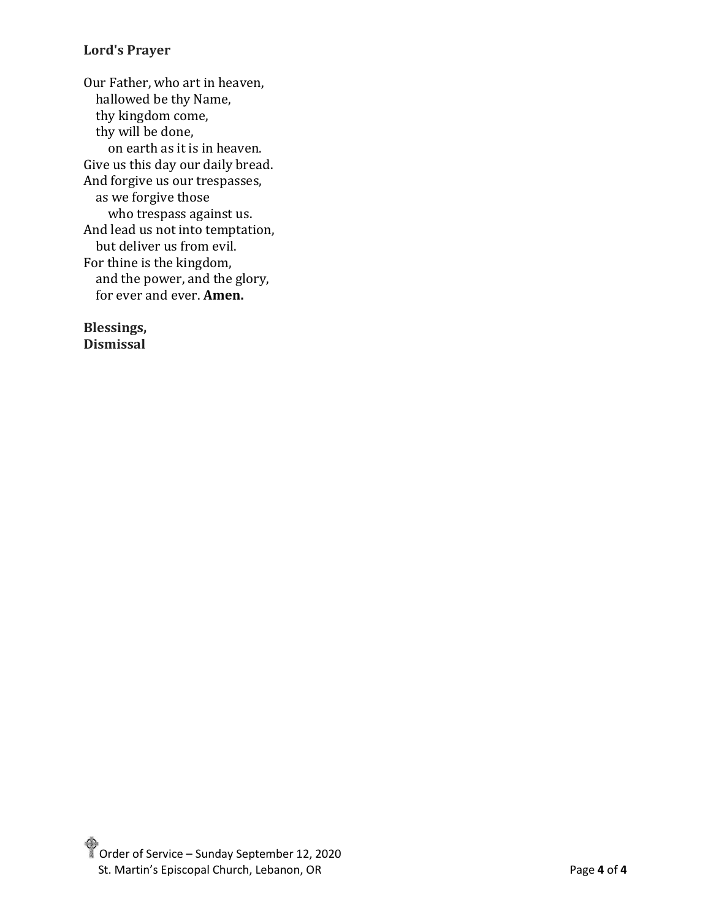**Lord's Prayer**

Our Father, who art in heaven,
  hallowed be thy Name,
  thy kingdom come,
  thy will be done,
    on earth as it is in heaven.
Give us this day our daily bread.
And forgive us our trespasses,
  as we forgive those
    who trespass against us.
And lead us not into temptation,
  but deliver us from evil.
For thine is the kingdom,
  and the power, and the glory,
  for ever and ever. **Amen.**

**Blessings,**
**Dismissal**